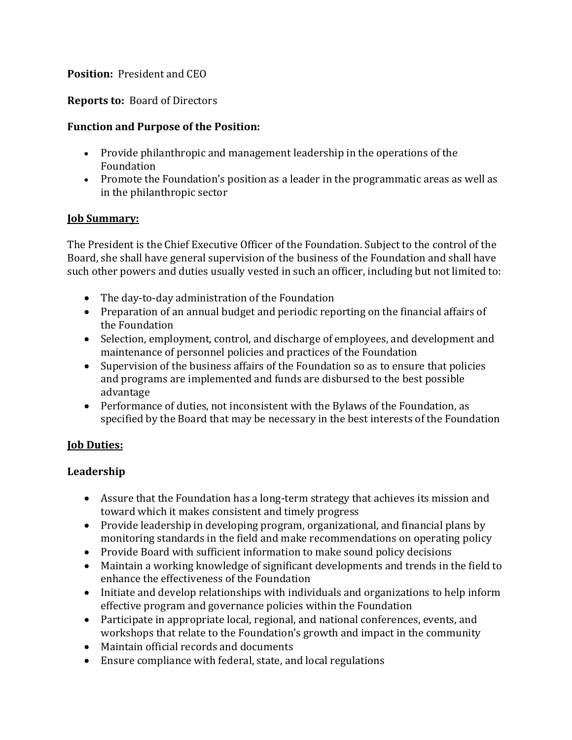**Position:** President and CEO

**Reports to:** Board of Directors

**Function and Purpose of the Position:**

- Provide philanthropic and management leadership in the operations of the Foundation
- Promote the Foundation's position as a leader in the programmatic areas as well as in the philanthropic sector

**Job Summary:**

The President is the Chief Executive Officer of the Foundation. Subject to the control of the Board, she shall have general supervision of the business of the Foundation and shall have such other powers and duties usually vested in such an officer, including but not limited to:

- The day-to-day administration of the Foundation
- Preparation of an annual budget and periodic reporting on the financial affairs of the Foundation
- Selection, employment, control, and discharge of employees, and development and maintenance of personnel policies and practices of the Foundation
- Supervision of the business affairs of the Foundation so as to ensure that policies and programs are implemented and funds are disbursed to the best possible advantage
- Performance of duties, not inconsistent with the Bylaws of the Foundation, as specified by the Board that may be necessary in the best interests of the Foundation

**Job Duties:**

**Leadership**

- Assure that the Foundation has a long-term strategy that achieves its mission and toward which it makes consistent and timely progress
- Provide leadership in developing program, organizational, and financial plans by monitoring standards in the field and make recommendations on operating policy
- Provide Board with sufficient information to make sound policy decisions
- Maintain a working knowledge of significant developments and trends in the field to enhance the effectiveness of the Foundation
- Initiate and develop relationships with individuals and organizations to help inform effective program and governance policies within the Foundation
- Participate in appropriate local, regional, and national conferences, events, and workshops that relate to the Foundation's growth and impact in the community
- Maintain official records and documents
- Ensure compliance with federal, state, and local regulations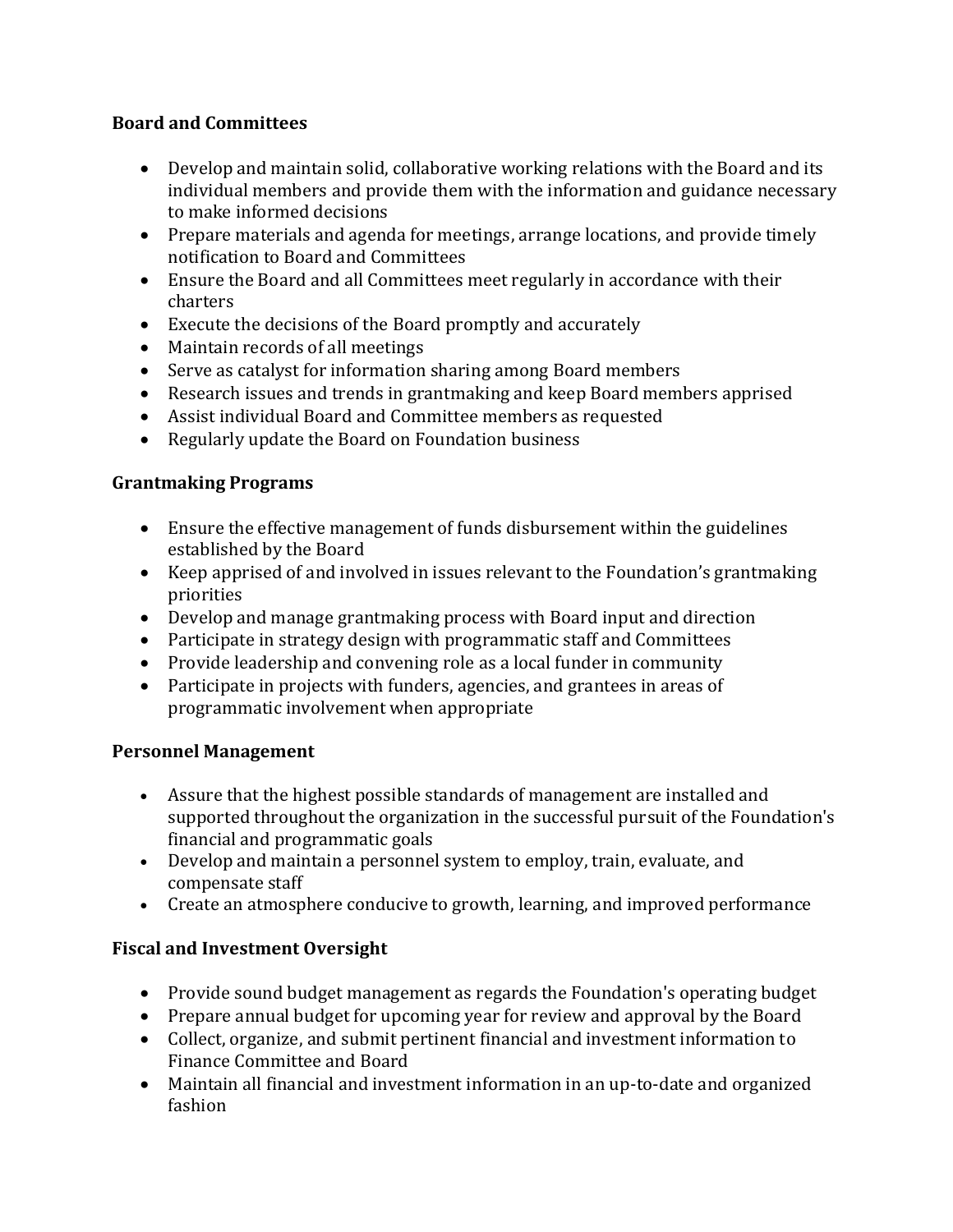**Board and Committees**

- Develop and maintain solid, collaborative working relations with the Board and its individual members and provide them with the information and guidance necessary to make informed decisions
- Prepare materials and agenda for meetings, arrange locations, and provide timely notification to Board and Committees
- Ensure the Board and all Committees meet regularly in accordance with their charters
- Execute the decisions of the Board promptly and accurately
- Maintain records of all meetings
- Serve as catalyst for information sharing among Board members
- Research issues and trends in grantmaking and keep Board members apprised
- Assist individual Board and Committee members as requested
- Regularly update the Board on Foundation business

**Grantmaking Programs**

- Ensure the effective management of funds disbursement within the guidelines established by the Board
- Keep apprised of and involved in issues relevant to the Foundation's grantmaking priorities
- Develop and manage grantmaking process with Board input and direction
- Participate in strategy design with programmatic staff and Committees
- Provide leadership and convening role as a local funder in community
- Participate in projects with funders, agencies, and grantees in areas of programmatic involvement when appropriate

**Personnel Management**

- Assure that the highest possible standards of management are installed and supported throughout the organization in the successful pursuit of the Foundation's financial and programmatic goals
- Develop and maintain a personnel system to employ, train, evaluate, and compensate staff
- Create an atmosphere conducive to growth, learning, and improved performance

**Fiscal and Investment Oversight**

- Provide sound budget management as regards the Foundation's operating budget
- Prepare annual budget for upcoming year for review and approval by the Board
- Collect, organize, and submit pertinent financial and investment information to Finance Committee and Board
- Maintain all financial and investment information in an up-to-date and organized fashion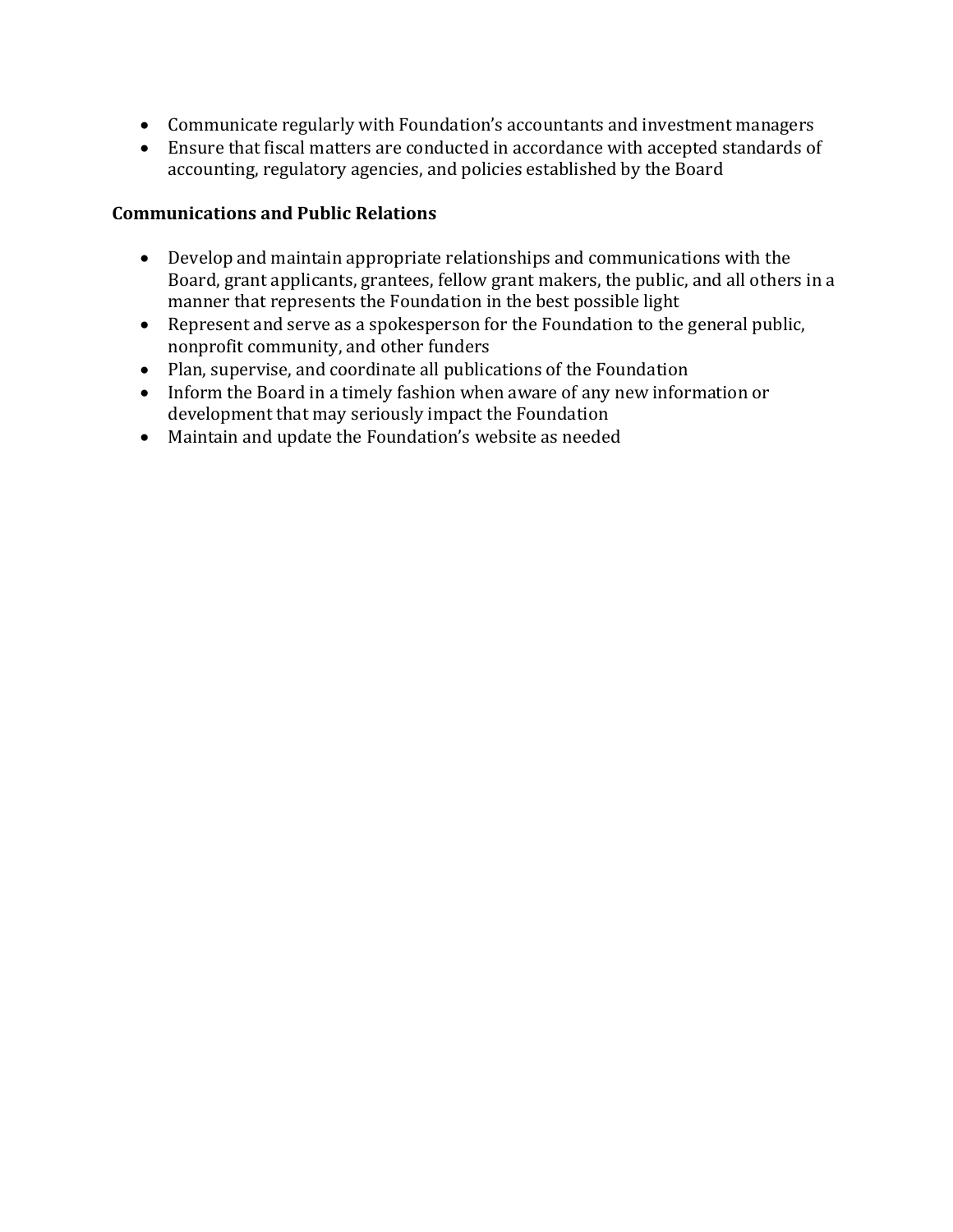- Communicate regularly with Foundation's accountants and investment managers
- Ensure that fiscal matters are conducted in accordance with accepted standards of accounting, regulatory agencies, and policies established by the Board

**Communications and Public Relations**

- Develop and maintain appropriate relationships and communications with the Board, grant applicants, grantees, fellow grant makers, the public, and all others in a manner that represents the Foundation in the best possible light
- Represent and serve as a spokesperson for the Foundation to the general public, nonprofit community, and other funders
- Plan, supervise, and coordinate all publications of the Foundation
- Inform the Board in a timely fashion when aware of any new information or development that may seriously impact the Foundation
- Maintain and update the Foundation's website as needed